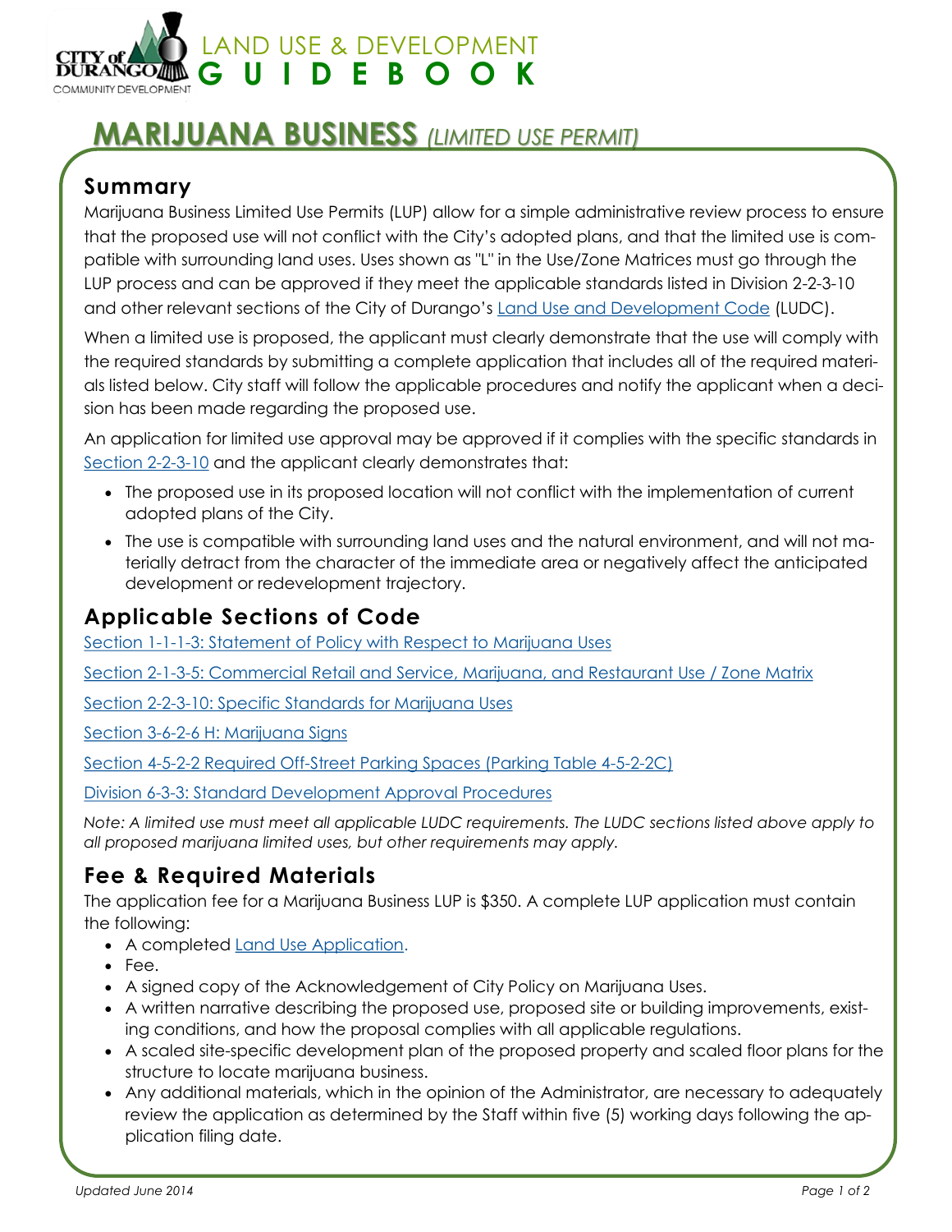# LAND USE & DEVELOPMENT GUIDEBOOK

# MARIJUANA BUSINESS *(LIMITED USE PERMIT)*

## Summary

Marijuana Business Limited Use Permits (LUP) allow for a simple administrative review process to ensure that the proposed use will not conflict with the City's adopted plans, and that the limited use is compatible with surrounding land uses. Uses shown as "L" in the Use/Zone Matrices must go through the LUP process and can be approved if they meet the applicable standards listed in Division 2-2-3-10 and other relevant sections of the City of Durango's Land Use and Development Code (LUDC).

When a limited use is proposed, the applicant must clearly demonstrate that the use will comply with the required standards by submitting a complete application that includes all of the required materials listed below. City staff will follow the applicable procedures and notify the applicant when a decision has been made regarding the proposed use.

An application for limited use approval may be approved if it complies with the specific standards in Section 2-2-3-10 and the applicant clearly demonstrates that:

- The proposed use in its proposed location will not conflict with the implementation of current adopted plans of the City.
- The use is compatible with surrounding land uses and the natural environment, and will not materially detract from the character of the immediate area or negatively affect the anticipated development or redevelopment trajectory.

## Applicable Sections of Code

Section 1-1-1-3: Statement of Policy with Respect to Marijuana Uses

Section 2-1-3-5: Commercial Retail and Service, Marijuana, and Restaurant Use / Zone Matrix

Section 2-2-3-10: Specific Standards for Marijuana Uses

Section 3-6-2-6 H: Marijuana Signs

Section 4-5-2-2 Required Off-Street Parking Spaces (Parking Table 4-5-2-2C)

Division 6-3-3: Standard Development Approval Procedures

*Note: A limited use must meet all applicable LUDC requirements. The LUDC sections listed above apply to all proposed marijuana limited uses, but other requirements may apply.*

## Fee & Required Materials

The application fee for a Marijuana Business LUP is $350. A complete LUP application must contain the following:

- A completed Land Use Application.
- Fee.
- A signed copy of the Acknowledgement of City Policy on Marijuana Uses.
- A written narrative describing the proposed use, proposed site or building improvements, existing conditions, and how the proposal complies with all applicable regulations.
- A scaled site-specific development plan of the proposed property and scaled floor plans for the structure to locate marijuana business.
- Any additional materials, which in the opinion of the Administrator, are necessary to adequately review the application as determined by the Staff within five (5) working days following the application filing date.

*Updated June 2014*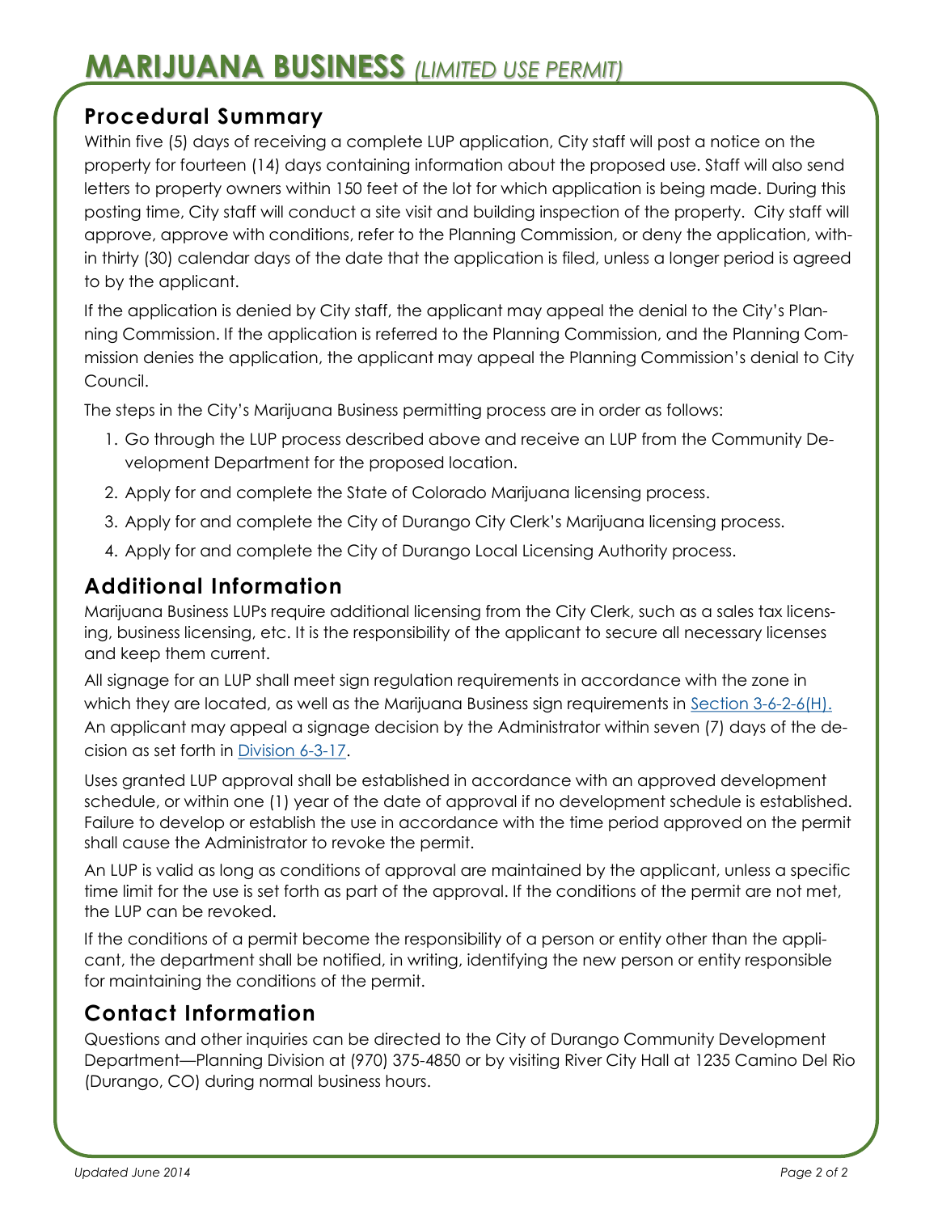# MARIJUANA BUSINESS *(LIMITED USE PERMIT)*

## Procedural Summary

Within five (5) days of receiving a complete LUP application, City staff will post a notice on the property for fourteen (14) days containing information about the proposed use. Staff will also send letters to property owners within 150 feet of the lot for which application is being made. During this posting time, City staff will conduct a site visit and building inspection of the property. City staff will approve, approve with conditions, refer to the Planning Commission, or deny the application, within thirty (30) calendar days of the date that the application is filed, unless a longer period is agreed to by the applicant.

If the application is denied by City staff, the applicant may appeal the denial to the City's Planning Commission. If the application is referred to the Planning Commission, and the Planning Commission denies the application, the applicant may appeal the Planning Commission's denial to City Council.

The steps in the City's Marijuana Business permitting process are in order as follows:

1. Go through the LUP process described above and receive an LUP from the Community Development Department for the proposed location.
2. Apply for and complete the State of Colorado Marijuana licensing process.
3. Apply for and complete the City of Durango City Clerk's Marijuana licensing process.
4. Apply for and complete the City of Durango Local Licensing Authority process.

## Additional Information

Marijuana Business LUPs require additional licensing from the City Clerk, such as a sales tax licensing, business licensing, etc. It is the responsibility of the applicant to secure all necessary licenses and keep them current.

All signage for an LUP shall meet sign regulation requirements in accordance with the zone in which they are located, as well as the Marijuana Business sign requirements in Section 3-6-2-6(H). An applicant may appeal a signage decision by the Administrator within seven (7) days of the decision as set forth in Division 6-3-17.

Uses granted LUP approval shall be established in accordance with an approved development schedule, or within one (1) year of the date of approval if no development schedule is established. Failure to develop or establish the use in accordance with the time period approved on the permit shall cause the Administrator to revoke the permit.

An LUP is valid as long as conditions of approval are maintained by the applicant, unless a specific time limit for the use is set forth as part of the approval. If the conditions of the permit are not met, the LUP can be revoked.

If the conditions of a permit become the responsibility of a person or entity other than the applicant, the department shall be notified, in writing, identifying the new person or entity responsible for maintaining the conditions of the permit.

## Contact Information

Questions and other inquiries can be directed to the City of Durango Community Development Department—Planning Division at (970) 375-4850 or by visiting River City Hall at 1235 Camino Del Rio (Durango, CO) during normal business hours.

*Updated June 2014*